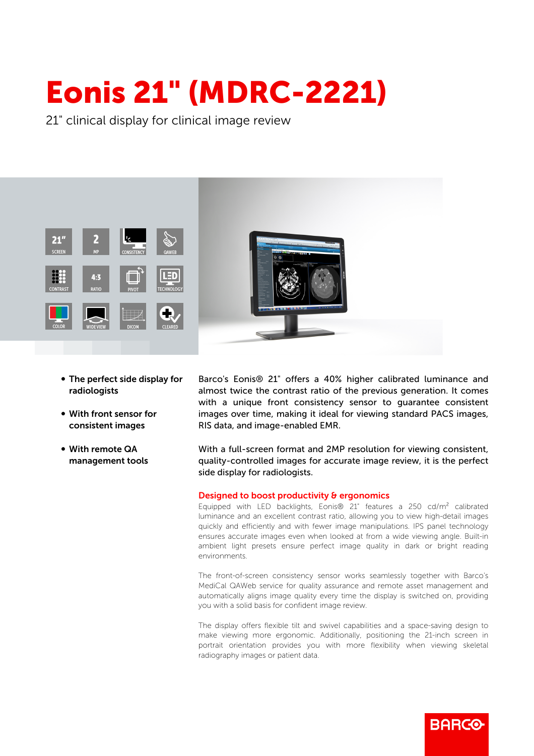# Eonis 21" (MDRC-2221)

21" clinical display for clinical image review

- **The perfect side display for radiologists**
- **With front sensor for consistent images**
- **With remote QA management tools**

Barco's Eonis® 21" offers a 40% higher calibrated luminance and almost twice the contrast ratio of the previous generation. It comes with a unique front consistency sensor to guarantee consistent images over time, making it ideal for viewing standard PACS images, RIS data, and image-enabled EMR.

With a full-screen format and 2MP resolution for viewing consistent, quality-controlled images for accurate image review, it is the perfect side display for radiologists.

## Designed to boost productivity & ergonomics

Equipped with LED backlights, Eonis® 21" features a 250 cd/m² calibrated luminance and an excellent contrast ratio, allowing you to view high-detail images quickly and efficiently and with fewer image manipulations. IPS panel technology ensures accurate images even when looked at from a wide viewing angle. Built-in ambient light presets ensure perfect image quality in dark or bright reading environments.

The front-of-screen consistency sensor works seamlessly together with Barco's MediCal QAWeb service for quality assurance and remote asset management and automatically aligns image quality every time the display is switched on, providing you with a solid basis for confident image review.

The display offers flexible tilt and swivel capabilities and a space-saving design to make viewing more ergonomic. Additionally, positioning the 21-inch screen in portrait orientation provides you with more flexibility when viewing skeletal radiography images or patient data.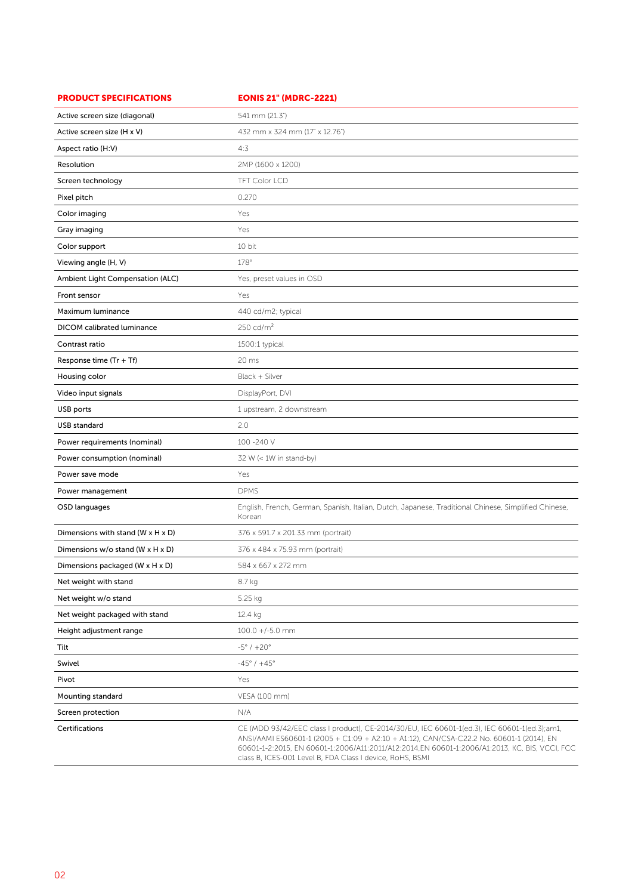| PRODUCT SPECIFICATIONS | EONIS 21" (MDRC-2221) |
|---|---|
| Active screen size (diagonal) | 541 mm (21.3") |
| Active screen size (H x V) | 432 mm x 324 mm (17" x 12.76") |
| Aspect ratio (H:V) | 4:3 |
| Resolution | 2MP (1600 x 1200) |
| Screen technology | TFT Color LCD |
| Pixel pitch | 0.270 |
| Color imaging | Yes |
| Gray imaging | Yes |
| Color support | 10 bit |
| Viewing angle (H, V) | 178° |
| Ambient Light Compensation (ALC) | Yes, preset values in OSD |
| Front sensor | Yes |
| Maximum luminance | 440 cd/m2, typical |
| DICOM calibrated luminance | 250 cd/m$^2$ |
| Contrast ratio | 1500:1 typical |
| Response time (Tr + Tf) | 20 ms |
| Housing color | Black + Silver |
| Video input signals | DisplayPort, DVI |
| USB ports | 1 upstream, 2 downstream |
| USB standard | 2.0 |
| Power requirements (nominal) | 100 -240 V |
| Power consumption (nominal) | 32 W (< 1W in stand-by) |
| Power save mode | Yes |
| Power management | DPMS |
| OSD languages | English, French, German, Spanish, Italian, Dutch, Japanese, Traditional Chinese, Simplified Chinese, Korean |
| Dimensions with stand (W x H x D) | 376 x 591.7 x 201.33 mm (portrait) |
| Dimensions w/o stand (W x H x D) | 376 x 484 x 75.93 mm (portrait) |
| Dimensions packaged (W x H x D) | 584 x 667 x 272 mm |
| Net weight with stand | 8.7 kg |
| Net weight w/o stand | 5.25 kg |
| Net weight packaged with stand | 12.4 kg |
| Height adjustment range | 100.0 +/-5.0 mm |
| Tilt | -5° / +20° |
| Swivel | -45° / +45° |
| Pivot | Yes |
| Mounting standard | VESA (100 mm) |
| Screen protection | N/A |
| Certifications | CE (MDD 93/42/EEC class I product), CE-2014/30/EU, IEC 60601-1(ed.3), IEC 60601-1(ed.3);am1, ANSI/AAMI ES60601-1 (2005 + C1:09 + A2:10 + A1:12), CAN/CSA-C22.2 No. 60601-1 (2014), EN 60601-1-2:2015, EN 60601-1:2006/A11:2011/A12:2014,EN 60601-1:2006/A1:2013, KC, BIS, VCCI, FCC class B, ICES-001 Level B, FDA Class I device, RoHS, BSMI |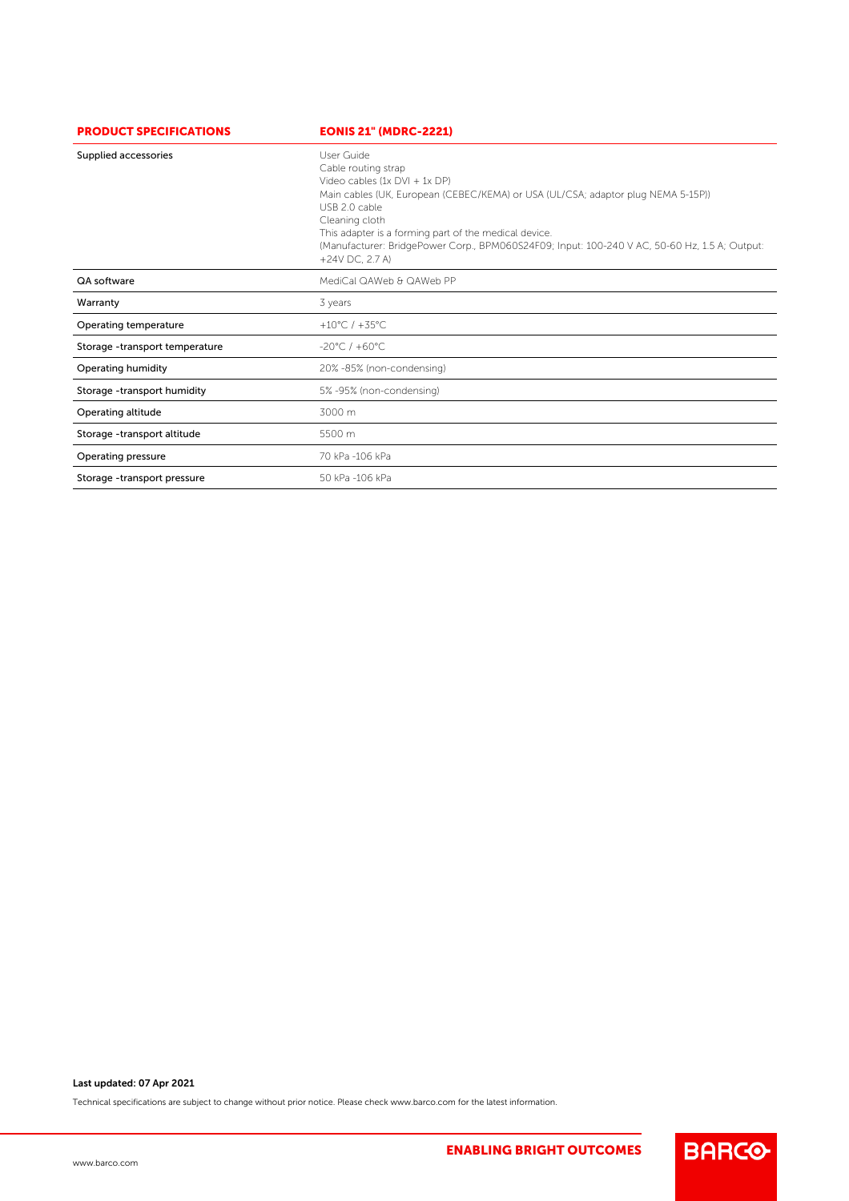| PRODUCT SPECIFICATIONS | EONIS 21" (MDRC-2221) |
| --- | --- |
| Supplied accessories | User Guide<br>Cable routing strap<br>Video cables (1x DVI + 1x DP)<br>Main cables (UK, European (CEBEC/KEMA) or USA (UL/CSA; adaptor plug NEMA 5-15P))<br>USB 2.0 cable<br>Cleaning cloth<br>This adapter is a forming part of the medical device.<br>(Manufacturer: BridgePower Corp., BPM060S24F09; Input: 100-240 V AC, 50-60 Hz, 1.5 A; Output: +24V DC, 2.7 A) |
| QA software | MediCal QAWeb & QAWeb PP |
| Warranty | 3 years |
| Operating temperature | +10°C / +35°C |
| Storage -transport temperature | -20°C / +60°C |
| Operating humidity | 20% -85% (non-condensing) |
| Storage -transport humidity | 5% -95% (non-condensing) |
| Operating altitude | 3000 m |
| Storage -transport altitude | 5500 m |
| Operating pressure | 70 kPa -106 kPa |
| Storage -transport pressure | 50 kPa -106 kPa |

**Last updated: 07 Apr 2021**

Technical specifications are subject to change without prior notice. Please check www.barco.com for the latest information.